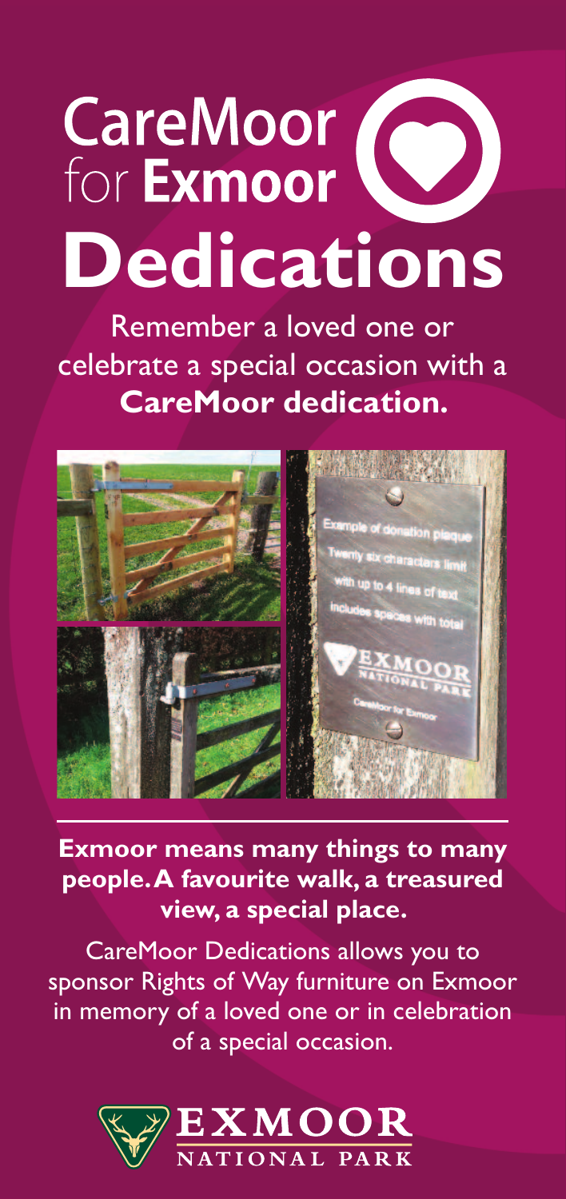# CareMoor for **Exmoor**

# Dedications

Remember a loved one or celebrate a special occasion with a **CareMoor dedication.**

Example of donation plaque
Twenty six characters limit
with up to 4 lines of text
includes spaces with total

EXMOOR
NATIONAL PARK
CareMoor for Exmoor

---

**Exmoor means many things to many people. A favourite walk, a treasured view, a special place.**

CareMoor Dedications allows you to sponsor Rights of Way furniture on Exmoor in memory of a loved one or in celebration of a special occasion.

EXMOOR NATIONAL PARK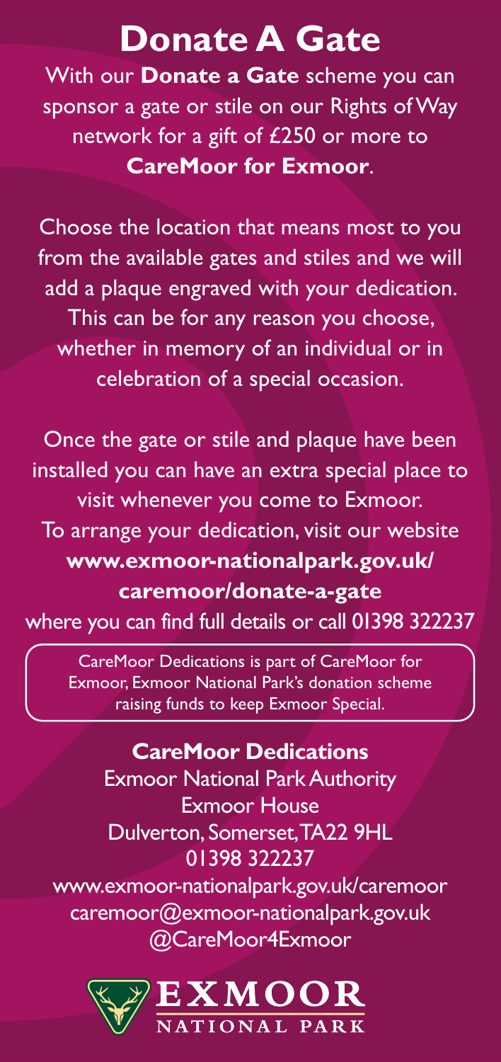# Donate A Gate

With our **Donate a Gate** scheme you can sponsor a gate or stile on our Rights of Way network for a gift of £250 or more to **CareMoor for Exmoor**.

Choose the location that means most to you from the available gates and stiles and we will add a plaque engraved with your dedication. This can be for any reason you choose, whether in memory of an individual or in celebration of a special occasion.

Once the gate or stile and plaque have been installed you can have an extra special place to visit whenever you come to Exmoor. To arrange your dedication, visit our website **www.exmoor-nationalpark.gov.uk/caremoor/donate-a-gate** where you can find full details or call 01398 322237

CareMoor Dedications is part of CareMoor for Exmoor, Exmoor National Park's donation scheme raising funds to keep Exmoor Special.

**CareMoor Dedications**
Exmoor National Park Authority
Exmoor House
Dulverton, Somerset, TA22 9HL
01398 322237
www.exmoor-nationalpark.gov.uk/caremoor
caremoor@exmoor-nationalpark.gov.uk
@CareMoor4Exmoor

EXMOOR NATIONAL PARK